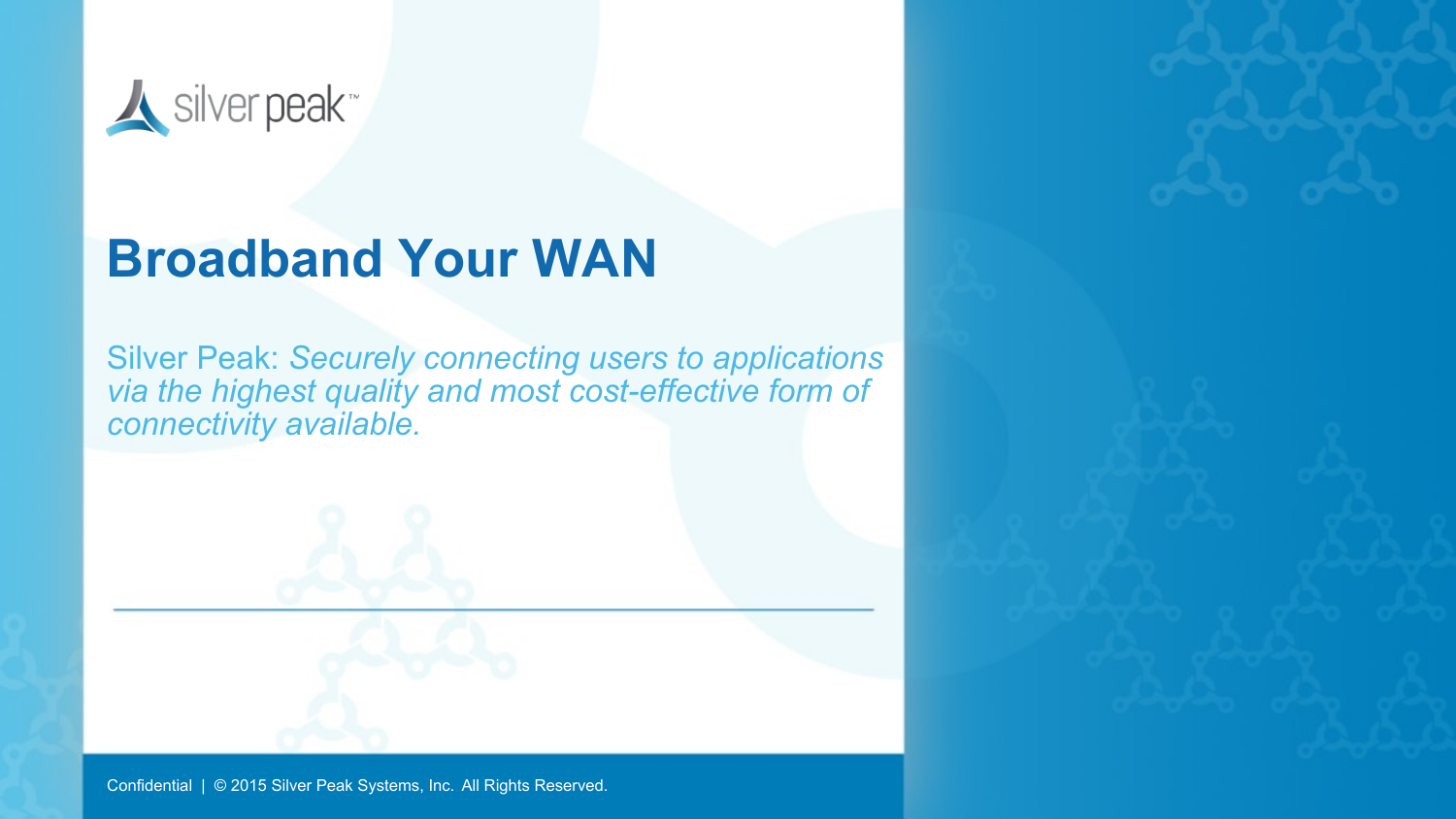# Broadband Your WAN

Silver Peak: *Securely connecting users to applications via the highest quality and most cost-effective form of connectivity available.*

Confidential | © 2015 Silver Peak Systems, Inc. All Rights Reserved.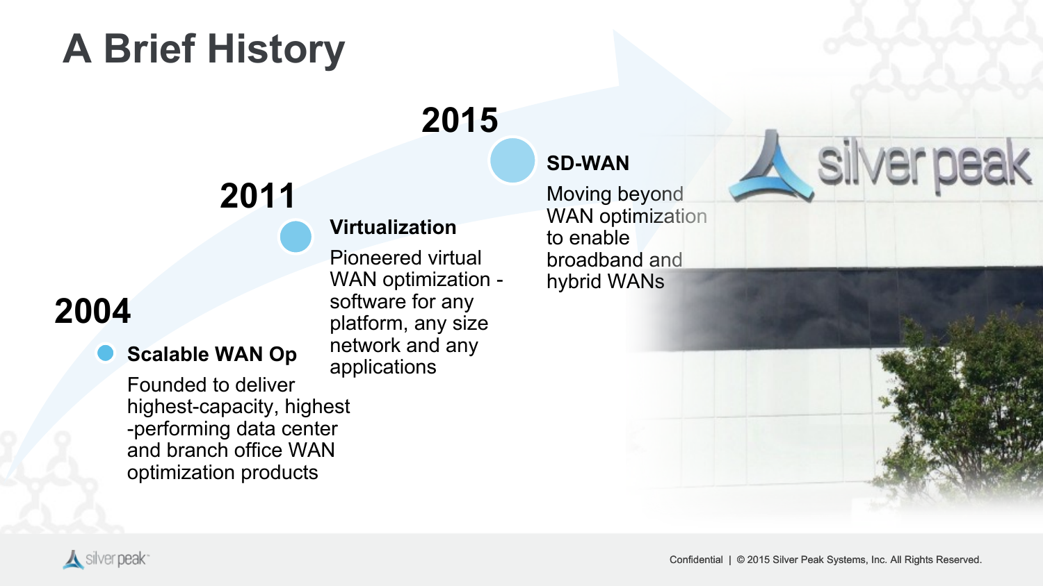# A Brief History

## 2004

**Scalable WAN Op**

Founded to deliver highest-capacity, highest -performing data center and branch office WAN optimization products

## 2011

**Virtualization**

Pioneered virtual WAN optimization - software for any platform, any size network and any applications

## 2015

**SD-WAN**

Moving beyond WAN optimization to enable broadband and hybrid WANs

Confidential | © 2015 Silver Peak Systems, Inc. All Rights Reserved.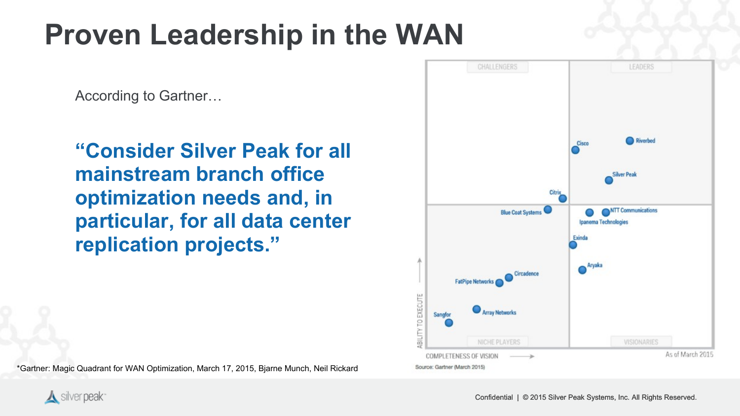# Proven Leadership in the WAN

According to Gartner…

**"Consider Silver Peak for all mainstream branch office optimization needs and, in particular, for all data center replication projects."**

CHALLENGERS | LEADERS | NICHE PLAYERS | VISIONARIES

Cisco, Riverbed, Silver Peak, Citrix, Blue Coat Systems, NTT Communications, Ipanema Technologies, Exinda, Aryaka, Circadence, FatPipe Networks, Array Networks, Sangfor

ABILITY TO EXECUTE

COMPLETENESS OF VISION

As of March 2015

Source: Gartner (March 2015)

*Gartner: Magic Quadrant for WAN Optimization, March 17, 2015, Bjarne Munch, Neil Rickard

Confidential | © 2015 Silver Peak Systems, Inc. All Rights Reserved.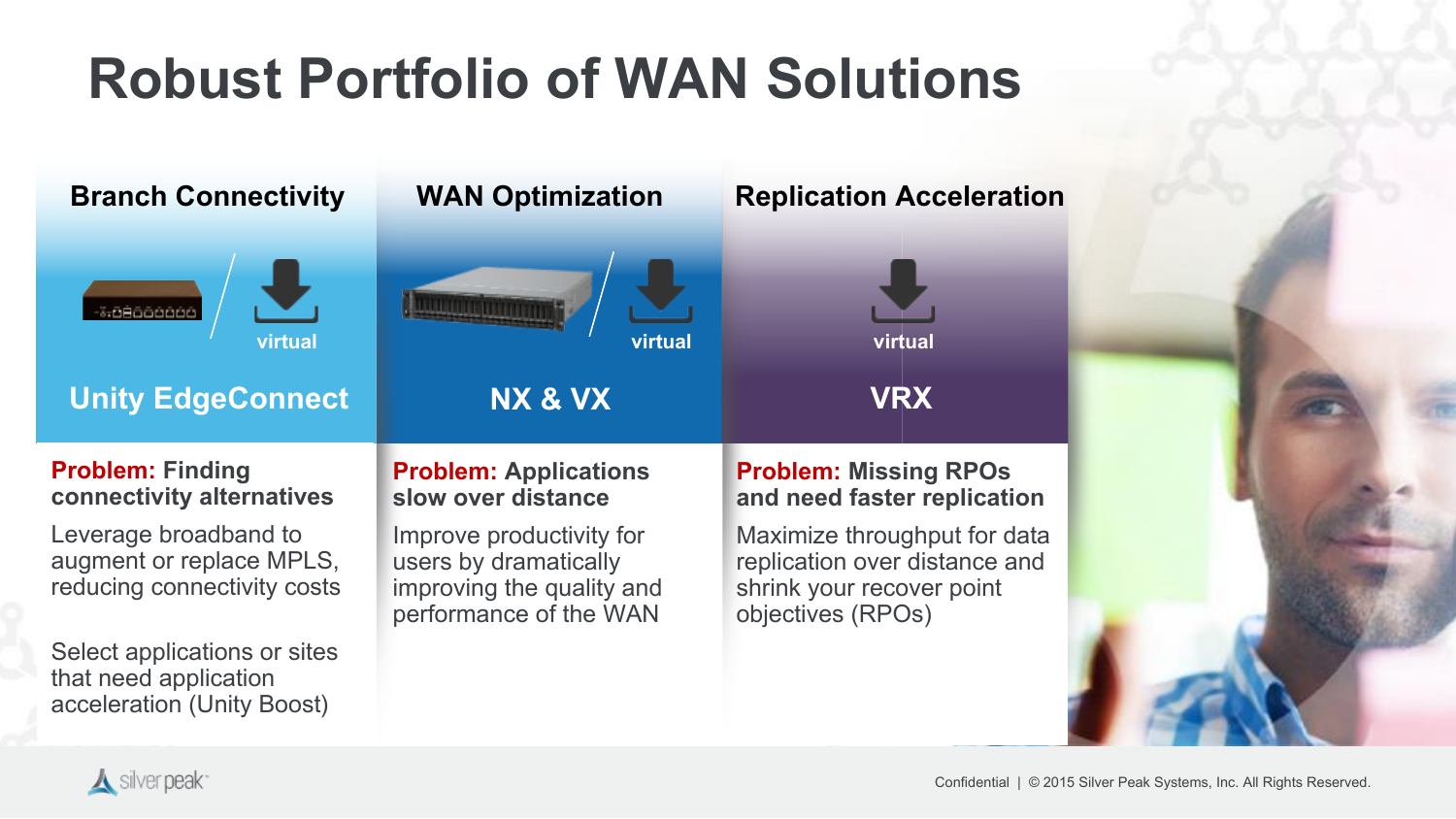# Robust Portfolio of WAN Solutions

## Branch Connectivity

virtual

**Unity EdgeConnect**

**Problem: Finding connectivity alternatives**

Leverage broadband to augment or replace MPLS, reducing connectivity costs

Select applications or sites that need application acceleration (Unity Boost)

## WAN Optimization

virtual

**NX & VX**

**Problem: Applications slow over distance**

Improve productivity for users by dramatically improving the quality and performance of the WAN

## Replication Acceleration

virtual

**VRX**

**Problem: Missing RPOs and need faster replication**

Maximize throughput for data replication over distance and shrink your recover point objectives (RPOs)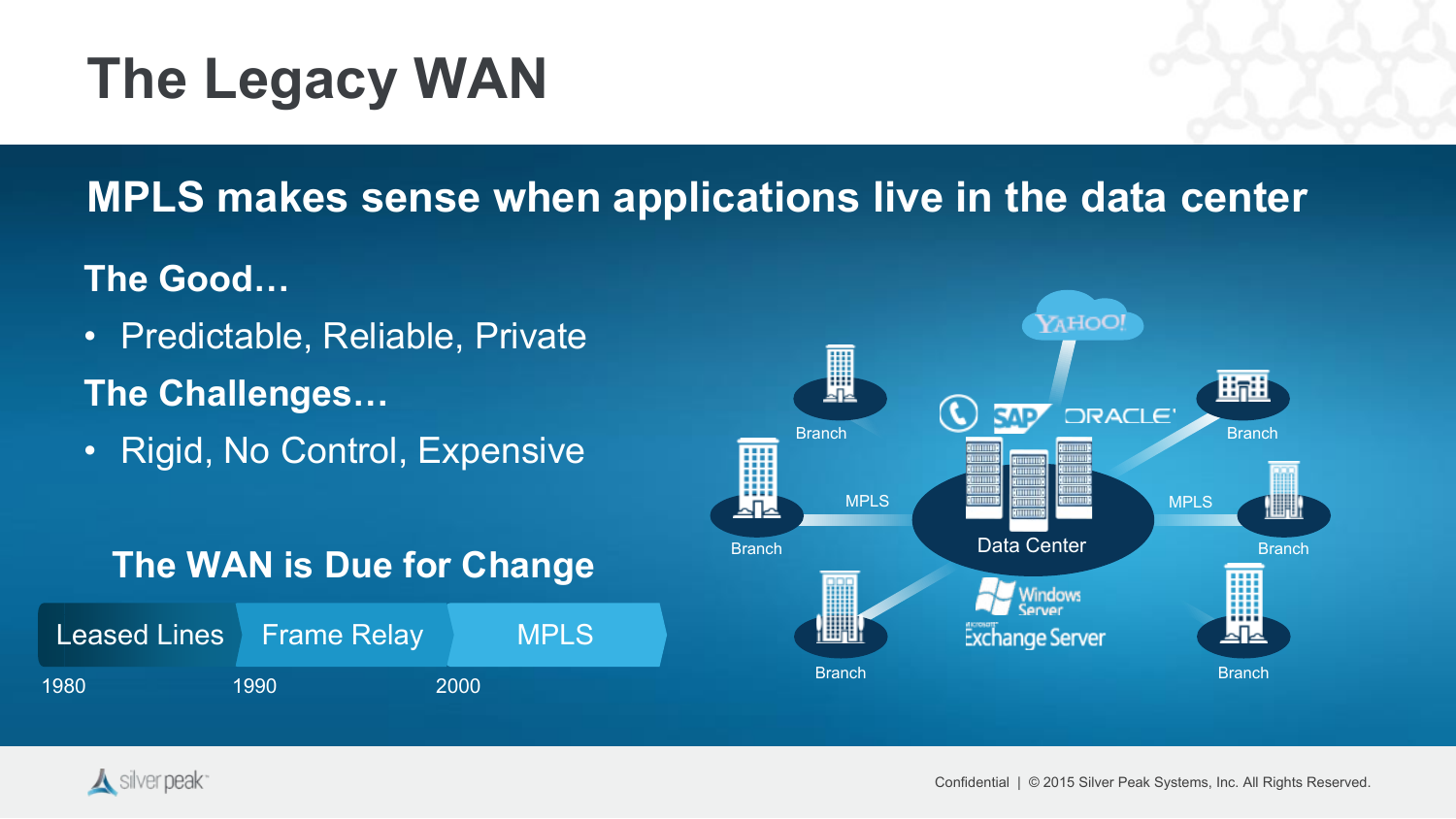# The Legacy WAN

## MPLS makes sense when applications live in the data center

### The Good…

- Predictable, Reliable, Private

### The Challenges…

- Rigid, No Control, Expensive

### The WAN is Due for Change

| Leased Lines | Frame Relay | MPLS |
| --- | --- | --- |
| 1980 | 1990 | 2000 |

Branch, MPLS, Data Center, Branch, MPLS, Branch, Branch, Branch, Branch

YAHOO! SAP ORACLE Windows Server Exchange Server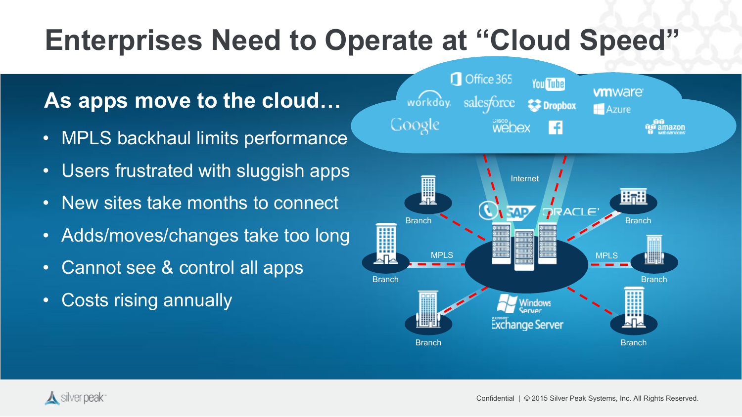# Enterprises Need to Operate at "Cloud Speed"

## As apps move to the cloud…

- MPLS backhaul limits performance
- Users frustrated with sluggish apps
- New sites take months to connect
- Adds/moves/changes take too long
- Cannot see & control all apps
- Costs rising annually

Office 365 · YouTube · workday · salesforce · Dropbox · vmware · Azure · Google · Cisco webex · Facebook · amazon web services

Internet

SAP · ORACLE

Branch · Branch · Branch · Branch · Branch · Branch

MPLS · MPLS

Windows Server · Microsoft Exchange Server

Confidential | © 2015 Silver Peak Systems, Inc. All Rights Reserved.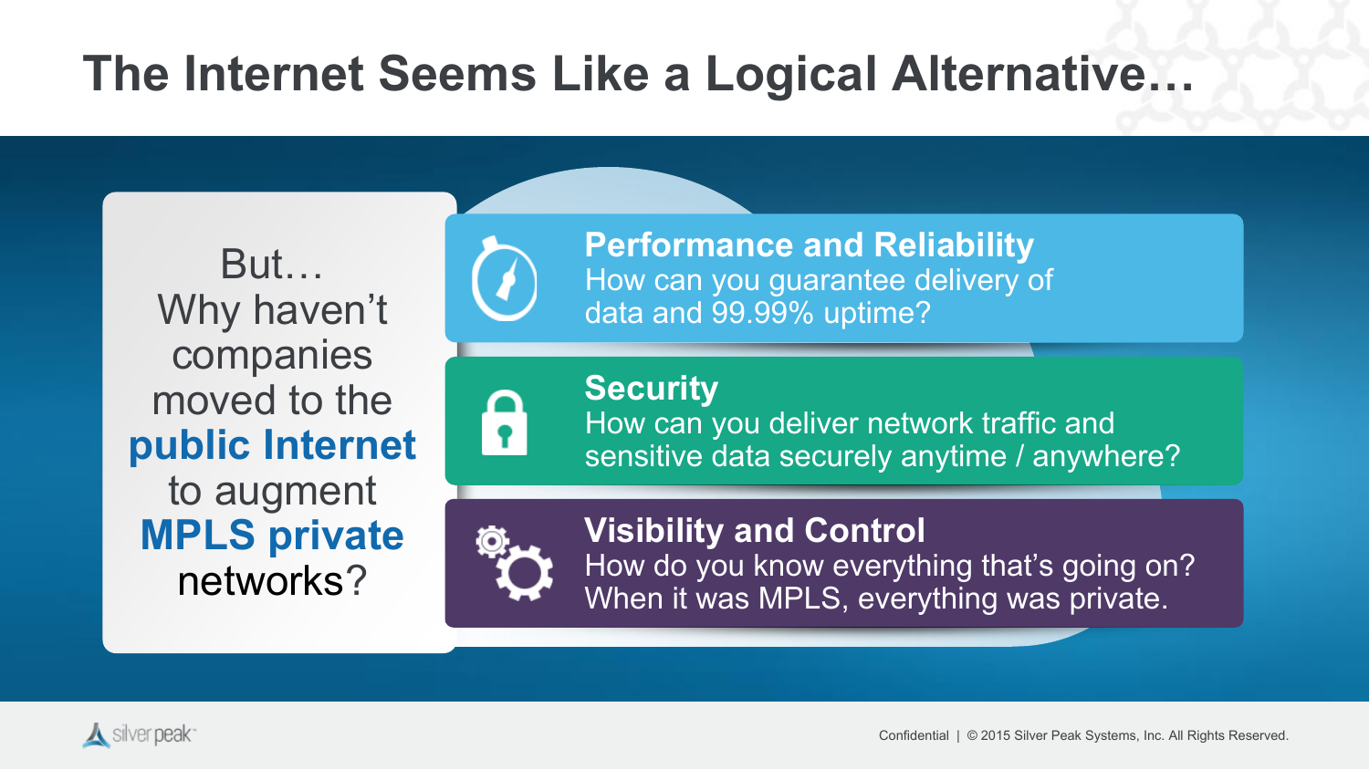# The Internet Seems Like a Logical Alternative…

But…
Why haven't companies moved to the **public Internet** to augment **MPLS private** networks?

**Performance and Reliability**
How can you guarantee delivery of data and 99.99% uptime?

**Security**
How can you deliver network traffic and sensitive data securely anytime / anywhere?

**Visibility and Control**
How do you know everything that's going on? When it was MPLS, everything was private.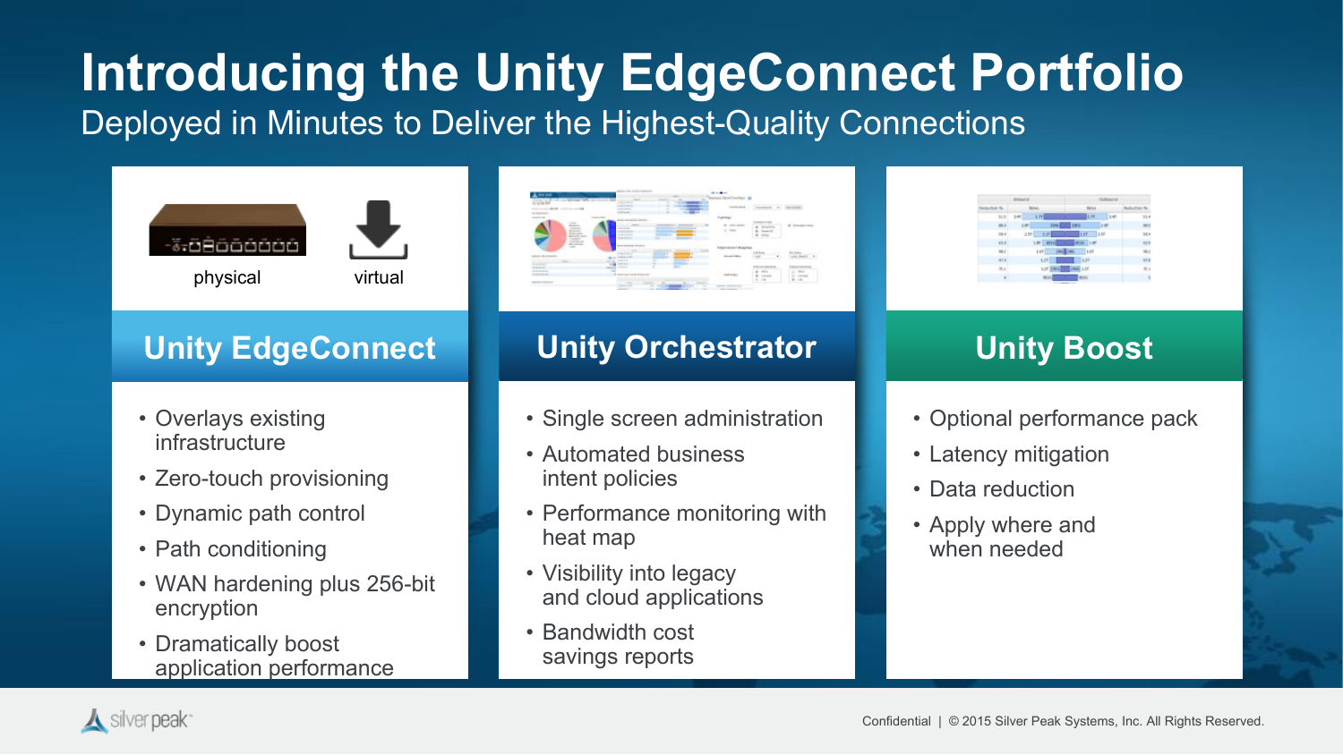# Introducing the Unity EdgeConnect Portfolio

Deployed in Minutes to Deliver the Highest-Quality Connections

physical    virtual

## Unity EdgeConnect

- Overlays existing infrastructure
- Zero-touch provisioning
- Dynamic path control
- Path conditioning
- WAN hardening plus 256-bit encryption
- Dramatically boost application performance

## Unity Orchestrator

- Single screen administration
- Automated business intent policies
- Performance monitoring with heat map
- Visibility into legacy and cloud applications
- Bandwidth cost savings reports

## Unity Boost

- Optional performance pack
- Latency mitigation
- Data reduction
- Apply where and when needed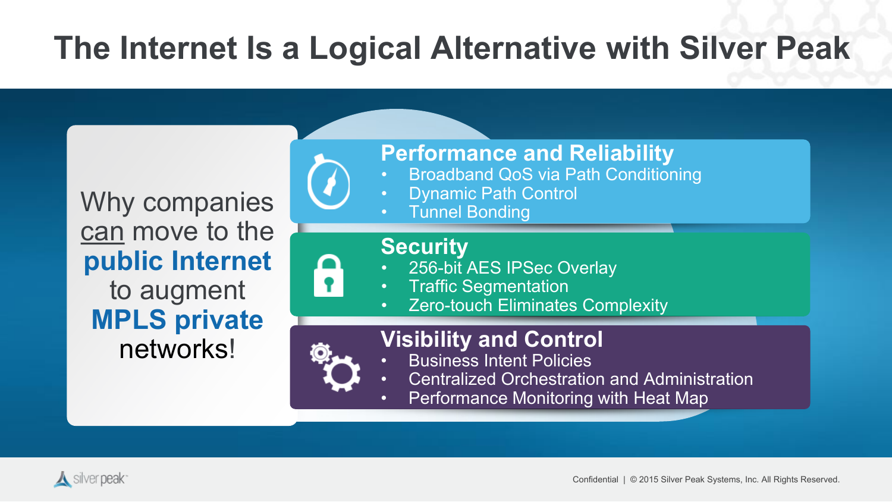# The Internet Is a Logical Alternative with Silver Peak

Why companies can move to the **public Internet** to augment **MPLS private** networks!

### Performance and Reliability

- Broadband QoS via Path Conditioning
- Dynamic Path Control
- Tunnel Bonding

### Security

- 256-bit AES IPSec Overlay
- Traffic Segmentation
- Zero-touch Eliminates Complexity

### Visibility and Control

- Business Intent Policies
- Centralized Orchestration and Administration
- Performance Monitoring with Heat Map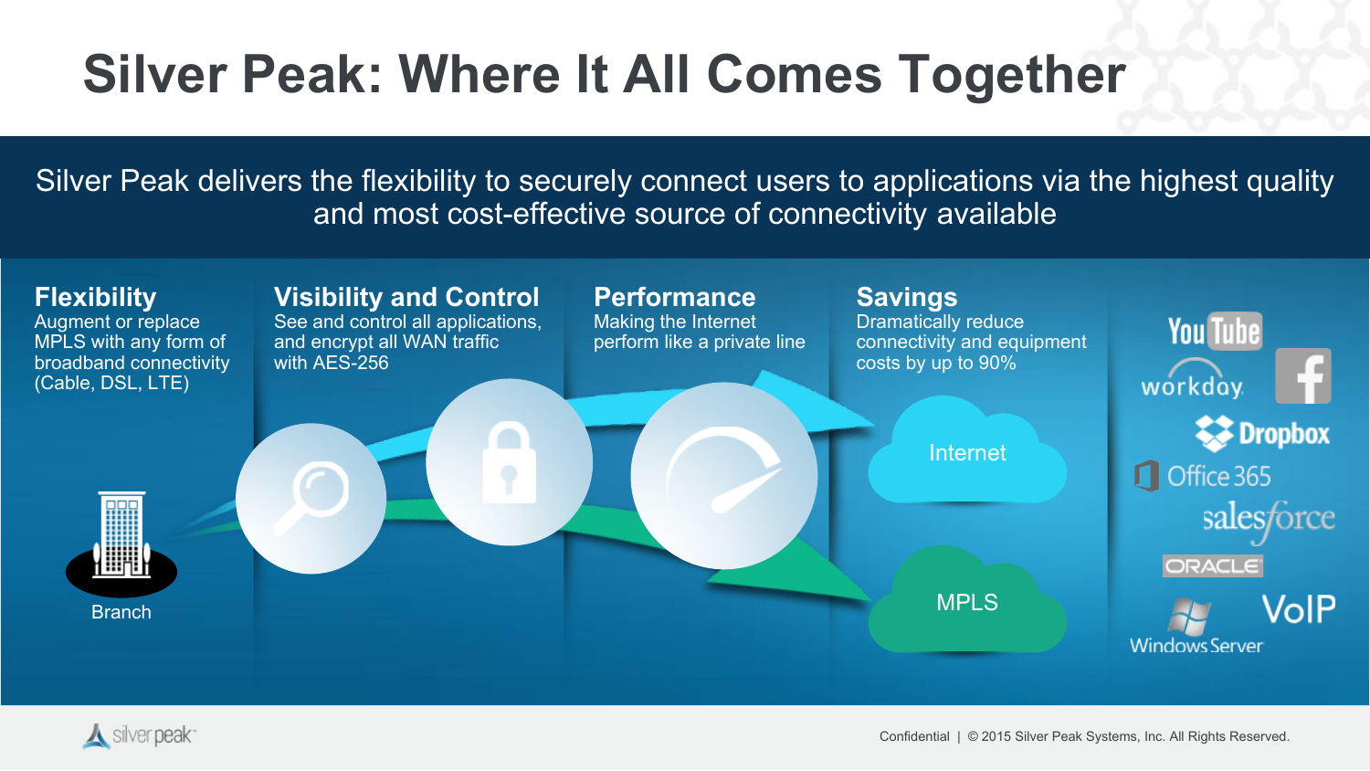# Silver Peak: Where It All Comes Together

Silver Peak delivers the flexibility to securely connect users to applications via the highest quality and most cost-effective source of connectivity available

**Flexibility**
Augment or replace MPLS with any form of broadband connectivity (Cable, DSL, LTE)

**Visibility and Control**
See and control all applications, and encrypt all WAN traffic with AES-256

**Performance**
Making the Internet perform like a private line

**Savings**
Dramatically reduce connectivity and equipment costs by up to 90%

Branch

Internet

MPLS

YouTube
workday
Facebook
Dropbox
Office 365
salesforce
ORACLE
Windows Server
VoIP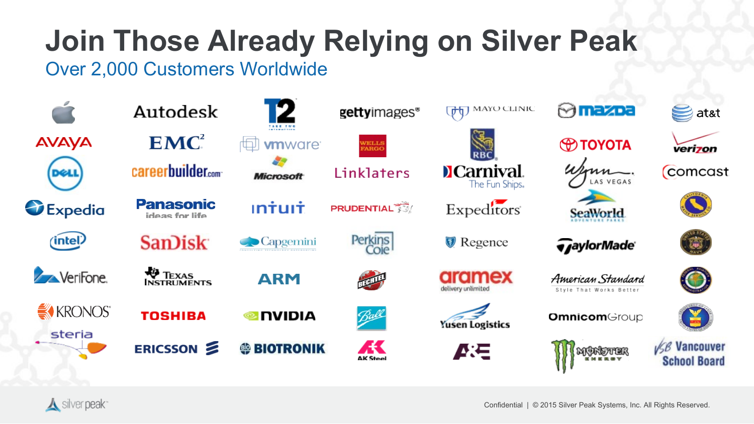# Join Those Already Relying on Silver Peak

## Over 2,000 Customers Worldwide

- Apple
- Autodesk
- T2 Take-Two Interactive
- gettyimages
- Mayo Clinic
- mazda
- at&t
- AVAYA
- EMC²
- vmware
- Wells Fargo
- RBC
- TOYOTA
- verizon
- DELL
- careerbuilder.com
- Microsoft
- Linklaters
- Carnival The Fun Ships.
- Wynn Las Vegas
- comcast
- Expedia
- Panasonic ideas for life
- intuit
- PRUDENTIAL
- Expeditors
- SeaWorld Adventure Parks
- California Water Service Co.
- intel
- SanDisk
- Capgemini
- Perkins Coie
- Regence
- TaylorMade
- United States Navy
- VeriFone
- Texas Instruments
- ARM
- BECHTEL
- aramex delivery unlimited
- American Standard Style That Works Better
- Federal Aviation Administration
- KRONOS
- TOSHIBA
- NVIDIA
- Ball
- Yusen Logistics
- OmnicomGroup
- Department of Labor, United States of America
- steria
- ERICSSON
- BIOTRONIK
- AK Steel
- A&E
- Monster Energy
- VSB Vancouver School Board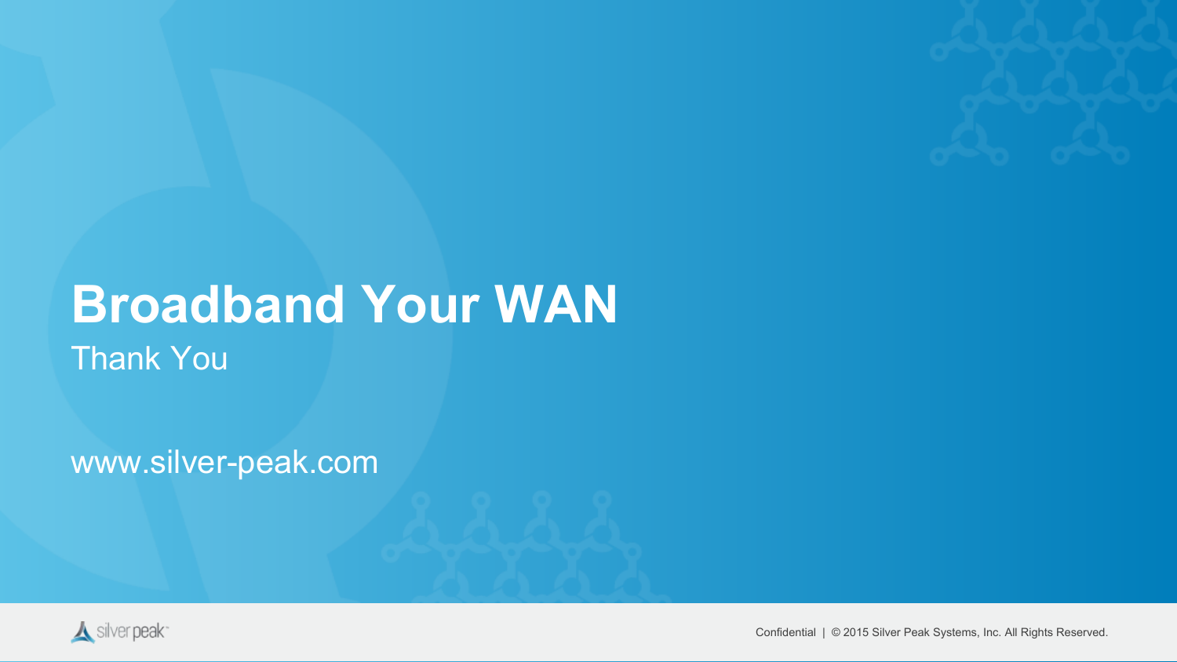# Broadband Your WAN

Thank You

www.silver-peak.com